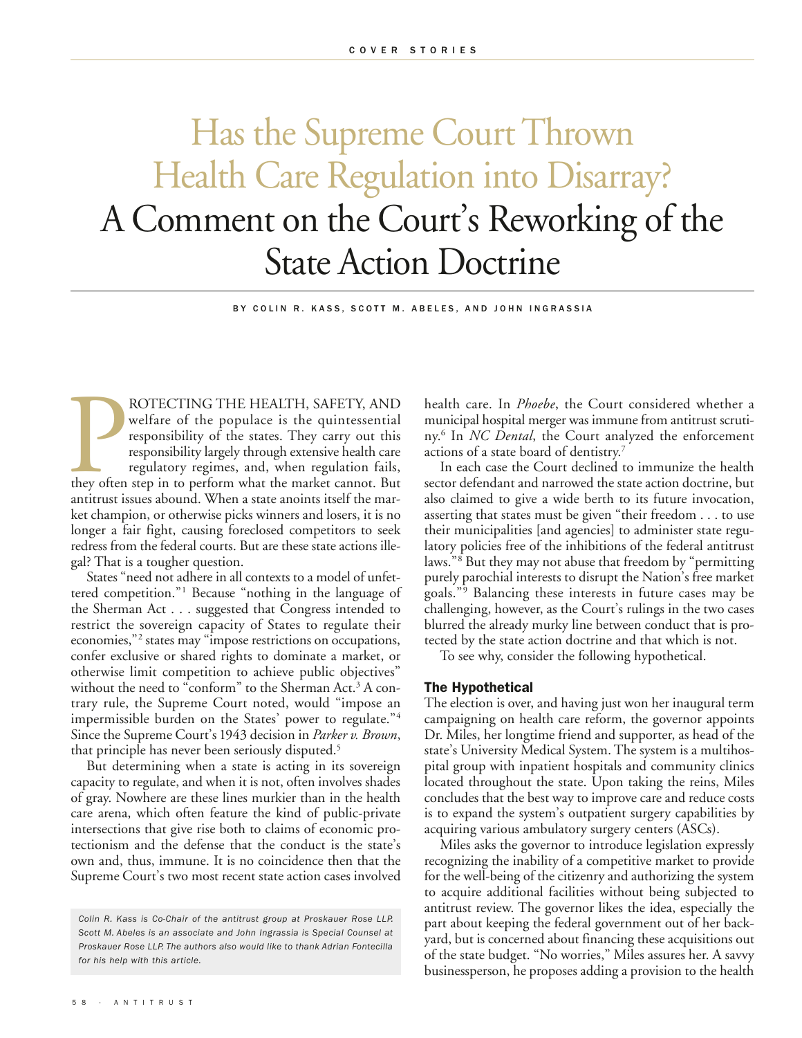# Has the Supreme Court Thrown Health Care Regulation into Disarray? A Comment on the Court's Reworking of the State Action Doctrine

BY COLIN R. KASS, SCOTT M. ABELES, AND JOHN INGRASSIA

PROTECTING THE HEALTH, SAFETY, AND welfare of the populace is the quintessential responsibility of the states. They carry out this responsibility largely through extensive health care regulatory regimes, and, when regulation fails, they often step in to perform what the market cannot. But antitrust issues abound. When a state anoints itself the market champion, or otherwise picks winners and losers, it is no longer a fair fight, causing foreclosed competitors to seek redress from the federal courts. But are these state actions illegal? That is a tougher question.

States "need not adhere in all contexts to a model of unfettered competition."[1] Because "nothing in the language of the Sherman Act . . . suggested that Congress intended to restrict the sovereign capacity of States to regulate their economies,"[2] states may "impose restrictions on occupations, confer exclusive or shared rights to dominate a market, or otherwise limit competition to achieve public objectives" without the need to "conform" to the Sherman Act.[3] A contrary rule, the Supreme Court noted, would "impose an impermissible burden on the States' power to regulate."[4] Since the Supreme Court's 1943 decision in *Parker v. Brown*, that principle has never been seriously disputed.[5]

But determining when a state is acting in its sovereign capacity to regulate, and when it is not, often involves shades of gray. Nowhere are these lines murkier than in the health care arena, which often feature the kind of public-private intersections that give rise both to claims of economic protectionism and the defense that the conduct is the state's own and, thus, immune. It is no coincidence then that the Supreme Court's two most recent state action cases involved health care. In *Phoebe*, the Court considered whether a municipal hospital merger was immune from antitrust scrutiny.[6] In *NC Dental*, the Court analyzed the enforcement actions of a state board of dentistry.[7]

In each case the Court declined to immunize the health sector defendant and narrowed the state action doctrine, but also claimed to give a wide berth to its future invocation, asserting that states must be given "their freedom . . . to use their municipalities [and agencies] to administer state regulatory policies free of the inhibitions of the federal antitrust laws."[8] But they may not abuse that freedom by "permitting purely parochial interests to disrupt the Nation's free market goals."[9] Balancing these interests in future cases may be challenging, however, as the Court's rulings in the two cases blurred the already murky line between conduct that is protected by the state action doctrine and that which is not.

To see why, consider the following hypothetical.

*Colin R. Kass is Co-Chair of the antitrust group at Proskauer Rose LLP. Scott M. Abeles is an associate and John Ingrassia is Special Counsel at Proskauer Rose LLP. The authors also would like to thank Adrian Fontecilla for his help with this article.*

## The Hypothetical

The election is over, and having just won her inaugural term campaigning on health care reform, the governor appoints Dr. Miles, her longtime friend and supporter, as head of the state's University Medical System. The system is a multihospital group with inpatient hospitals and community clinics located throughout the state. Upon taking the reins, Miles concludes that the best way to improve care and reduce costs is to expand the system's outpatient surgery capabilities by acquiring various ambulatory surgery centers (ASCs).

Miles asks the governor to introduce legislation expressly recognizing the inability of a competitive market to provide for the well-being of the citizenry and authorizing the system to acquire additional facilities without being subjected to antitrust review. The governor likes the idea, especially the part about keeping the federal government out of her backyard, but is concerned about financing these acquisitions out of the state budget. "No worries," Miles assures her. A savvy businessperson, he proposes adding a provision to the health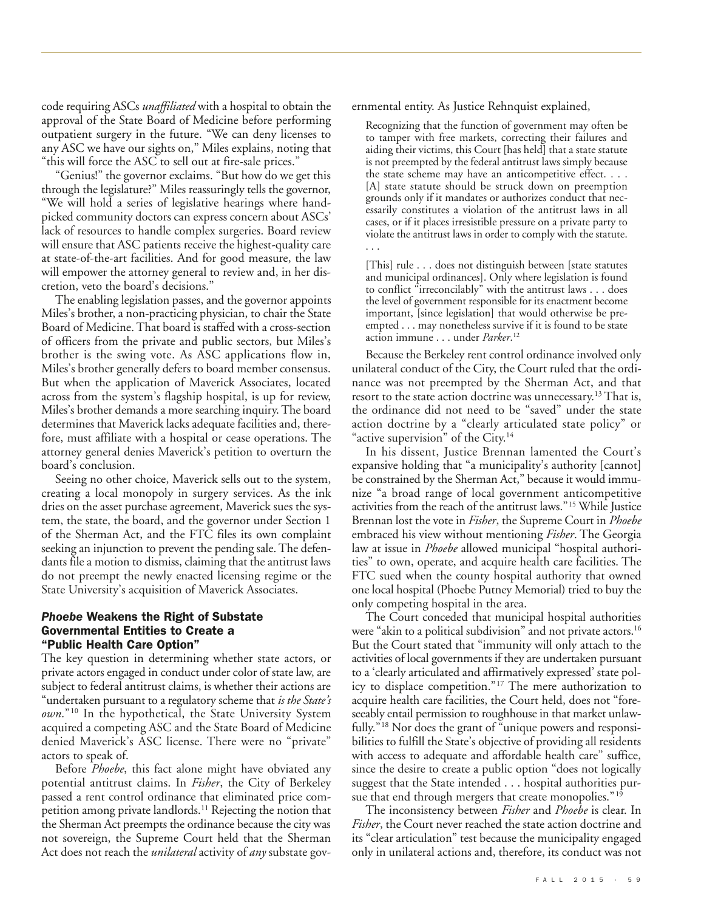code requiring ASCs *unaffiliated* with a hospital to obtain the approval of the State Board of Medicine before performing outpatient surgery in the future. "We can deny licenses to any ASC we have our sights on," Miles explains, noting that "this will force the ASC to sell out at fire-sale prices."

"Genius!" the governor exclaims. "But how do we get this through the legislature?" Miles reassuringly tells the governor, "We will hold a series of legislative hearings where hand-picked community doctors can express concern about ASCs' lack of resources to handle complex surgeries. Board review will ensure that ASC patients receive the highest-quality care at state-of-the-art facilities. And for good measure, the law will empower the attorney general to review and, in her discretion, veto the board's decisions."

The enabling legislation passes, and the governor appoints Miles's brother, a non-practicing physician, to chair the State Board of Medicine. That board is staffed with a cross-section of officers from the private and public sectors, but Miles's brother is the swing vote. As ASC applications flow in, Miles's brother generally defers to board member consensus. But when the application of Maverick Associates, located across from the system's flagship hospital, is up for review, Miles's brother demands a more searching inquiry. The board determines that Maverick lacks adequate facilities and, therefore, must affiliate with a hospital or cease operations. The attorney general denies Maverick's petition to overturn the board's conclusion.

Seeing no other choice, Maverick sells out to the system, creating a local monopoly in surgery services. As the ink dries on the asset purchase agreement, Maverick sues the system, the state, the board, and the governor under Section 1 of the Sherman Act, and the FTC files its own complaint seeking an injunction to prevent the pending sale. The defendants file a motion to dismiss, claiming that the antitrust laws do not preempt the newly enacted licensing regime or the State University's acquisition of Maverick Associates.

### *Phoebe* Weakens the Right of Substate Governmental Entities to Create a "Public Health Care Option"

The key question in determining whether state actors, or private actors engaged in conduct under color of state law, are subject to federal antitrust claims, is whether their actions are "undertaken pursuant to a regulatory scheme that *is the State's own*."[10] In the hypothetical, the State University System acquired a competing ASC and the State Board of Medicine denied Maverick's ASC license. There were no "private" actors to speak of.

Before *Phoebe*, this fact alone might have obviated any potential antitrust claims. In *Fisher*, the City of Berkeley passed a rent control ordinance that eliminated price competition among private landlords.[11] Rejecting the notion that the Sherman Act preempts the ordinance because the city was not sovereign, the Supreme Court held that the Sherman Act does not reach the *unilateral* activity of *any* substate governmental entity. As Justice Rehnquist explained,

> Recognizing that the function of government may often be to tamper with free markets, correcting their failures and aiding their victims, this Court [has held] that a state statute is not preempted by the federal antitrust laws simply because the state scheme may have an anticompetitive effect. . . . [A] state statute should be struck down on preemption grounds only if it mandates or authorizes conduct that necessarily constitutes a violation of the antitrust laws in all cases, or if it places irresistible pressure on a private party to violate the antitrust laws in order to comply with the statute. . . .
>
> [This] rule . . . does not distinguish between [state statutes and municipal ordinances]. Only where legislation is found to conflict "irreconcilably" with the antitrust laws . . . does the level of government responsible for its enactment become important, [since legislation] that would otherwise be preempted . . . may nonetheless survive if it is found to be state action immune . . . under *Parker*.[12]

Because the Berkeley rent control ordinance involved only unilateral conduct of the City, the Court ruled that the ordinance was not preempted by the Sherman Act, and that resort to the state action doctrine was unnecessary.[13] That is, the ordinance did not need to be "saved" under the state action doctrine by a "clearly articulated state policy" or "active supervision" of the City.[14]

In his dissent, Justice Brennan lamented the Court's expansive holding that "a municipality's authority [cannot] be constrained by the Sherman Act," because it would immunize "a broad range of local government anticompetitive activities from the reach of the antitrust laws."[15] While Justice Brennan lost the vote in *Fisher*, the Supreme Court in *Phoebe* embraced his view without mentioning *Fisher*. The Georgia law at issue in *Phoebe* allowed municipal "hospital authorities" to own, operate, and acquire health care facilities. The FTC sued when the county hospital authority that owned one local hospital (Phoebe Putney Memorial) tried to buy the only competing hospital in the area.

The Court conceded that municipal hospital authorities were "akin to a political subdivision" and not private actors.[16] But the Court stated that "immunity will only attach to the activities of local governments if they are undertaken pursuant to a 'clearly articulated and affirmatively expressed' state policy to displace competition."[17] The mere authorization to acquire health care facilities, the Court held, does not "foreseeably entail permission to roughhouse in that market unlawfully."[18] Nor does the grant of "unique powers and responsibilities to fulfill the State's objective of providing all residents with access to adequate and affordable health care" suffice, since the desire to create a public option "does not logically suggest that the State intended . . . hospital authorities pursue that end through mergers that create monopolies."[19]

The inconsistency between *Fisher* and *Phoebe* is clear. In *Fisher*, the Court never reached the state action doctrine and its "clear articulation" test because the municipality engaged only in unilateral actions and, therefore, its conduct was not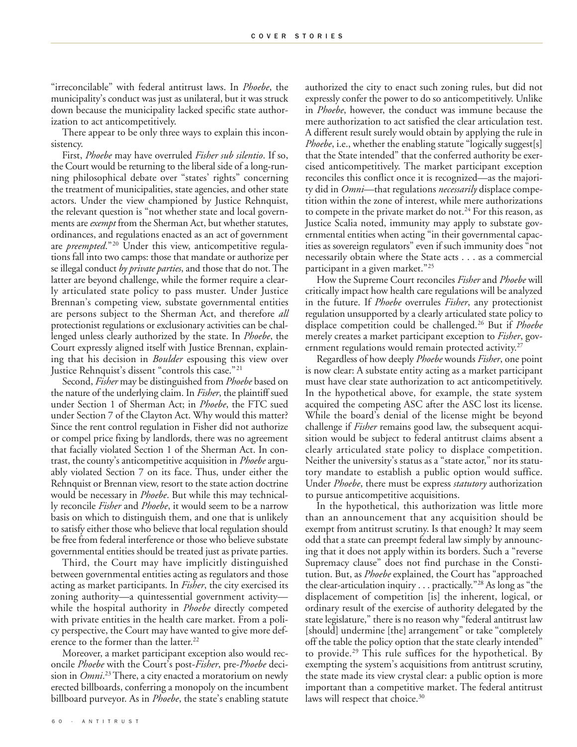"irreconcilable" with federal antitrust laws. In *Phoebe*, the municipality's conduct was just as unilateral, but it was struck down because the municipality lacked specific state authorization to act anticompetitively.

There appear to be only three ways to explain this inconsistency.

First, *Phoebe* may have overruled *Fisher sub silentio*. If so, the Court would be returning to the liberal side of a long-running philosophical debate over "states' rights" concerning the treatment of municipalities, state agencies, and other state actors. Under the view championed by Justice Rehnquist, the relevant question is "not whether state and local governments are *exempt* from the Sherman Act, but whether statutes, ordinances, and regulations enacted as an act of government are *preempted*."[20] Under this view, anticompetitive regulations fall into two camps: those that mandate or authorize per se illegal conduct *by private parties*, and those that do not. The latter are beyond challenge, while the former require a clearly articulated state policy to pass muster. Under Justice Brennan's competing view, substate governmental entities are persons subject to the Sherman Act, and therefore *all* protectionist regulations or exclusionary activities can be challenged unless clearly authorized by the state. In *Phoebe*, the Court expressly aligned itself with Justice Brennan, explaining that his decision in *Boulder* espousing this view over Justice Rehnquist's dissent "controls this case."[21]

Second, *Fisher* may be distinguished from *Phoebe* based on the nature of the underlying claim. In *Fisher*, the plaintiff sued under Section 1 of Sherman Act; in *Phoebe*, the FTC sued under Section 7 of the Clayton Act. Why would this matter? Since the rent control regulation in Fisher did not authorize or compel price fixing by landlords, there was no agreement that facially violated Section 1 of the Sherman Act. In contrast, the county's anticompetitive acquisition in *Phoebe* arguably violated Section 7 on its face. Thus, under either the Rehnquist or Brennan view, resort to the state action doctrine would be necessary in *Phoebe*. But while this may technically reconcile *Fisher* and *Phoebe*, it would seem to be a narrow basis on which to distinguish them, and one that is unlikely to satisfy either those who believe that local regulation should be free from federal interference or those who believe substate governmental entities should be treated just as private parties.

Third, the Court may have implicitly distinguished between governmental entities acting as regulators and those acting as market participants. In *Fisher*, the city exercised its zoning authority—a quintessential government activity—while the hospital authority in *Phoebe* directly competed with private entities in the health care market. From a policy perspective, the Court may have wanted to give more deference to the former than the latter.[22]

Moreover, a market participant exception also would reconcile *Phoebe* with the Court's post-*Fisher*, pre-*Phoebe* decision in *Omni*.[23] There, a city enacted a moratorium on newly erected billboards, conferring a monopoly on the incumbent billboard purveyor. As in *Phoebe*, the state's enabling statute authorized the city to enact such zoning rules, but did not expressly confer the power to do so anticompetitively. Unlike in *Phoebe*, however, the conduct was immune because the mere authorization to act satisfied the clear articulation test. A different result surely would obtain by applying the rule in *Phoebe*, i.e., whether the enabling statute "logically suggest[s] that the State intended" that the conferred authority be exercised anticompetitively. The market participant exception reconciles this conflict once it is recognized—as the majority did in *Omni*—that regulations *necessarily* displace competition within the zone of interest, while mere authorizations to compete in the private market do not.[24] For this reason, as Justice Scalia noted, immunity may apply to substate governmental entities when acting "in their governmental capacities as sovereign regulators" even if such immunity does "not necessarily obtain where the State acts . . . as a commercial participant in a given market."[25]

How the Supreme Court reconciles *Fisher* and *Phoebe* will critically impact how health care regulations will be analyzed in the future. If *Phoebe* overrules *Fisher*, any protectionist regulation unsupported by a clearly articulated state policy to displace competition could be challenged.[26] But if *Phoebe* merely creates a market participant exception to *Fisher*, government regulations would remain protected activity.[27]

Regardless of how deeply *Phoebe* wounds *Fisher*, one point is now clear: A substate entity acting as a market participant must have clear state authorization to act anticompetitively. In the hypothetical above, for example, the state system acquired the competing ASC after the ASC lost its license. While the board's denial of the license might be beyond challenge if *Fisher* remains good law, the subsequent acquisition would be subject to federal antitrust claims absent a clearly articulated state policy to displace competition. Neither the university's status as a "state actor," nor its statutory mandate to establish a public option would suffice. Under *Phoebe*, there must be express *statutory* authorization to pursue anticompetitive acquisitions.

In the hypothetical, this authorization was little more than an announcement that any acquisition should be exempt from antitrust scrutiny. Is that enough? It may seem odd that a state can preempt federal law simply by announcing that it does not apply within its borders. Such a "reverse Supremacy clause" does not find purchase in the Constitution. But, as *Phoebe* explained, the Court has "approached the clear-articulation inquiry . . . practically."[28] As long as "the displacement of competition [is] the inherent, logical, or ordinary result of the exercise of authority delegated by the state legislature," there is no reason why "federal antitrust law [should] undermine [the] arrangement" or take "completely off the table the policy option that the state clearly intended" to provide.[29] This rule suffices for the hypothetical. By exempting the system's acquisitions from antitrust scrutiny, the state made its view crystal clear: a public option is more important than a competitive market. The federal antitrust laws will respect that choice.[30]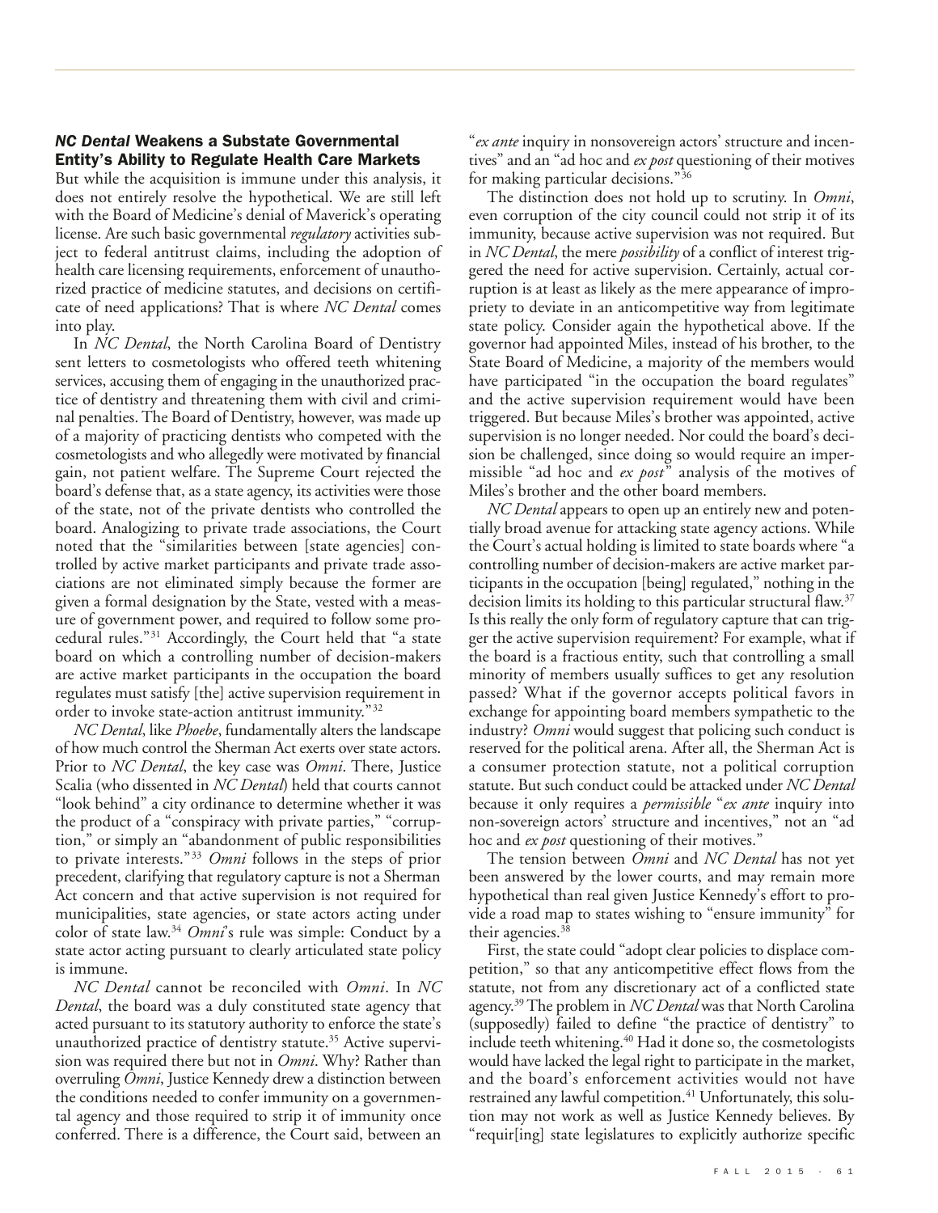### *NC Dental* Weakens a Substate Governmental Entity's Ability to Regulate Health Care Markets

But while the acquisition is immune under this analysis, it does not entirely resolve the hypothetical. We are still left with the Board of Medicine's denial of Maverick's operating license. Are such basic governmental *regulatory* activities subject to federal antitrust claims, including the adoption of health care licensing requirements, enforcement of unauthorized practice of medicine statutes, and decisions on certificate of need applications? That is where *NC Dental* comes into play.

In *NC Dental*, the North Carolina Board of Dentistry sent letters to cosmetologists who offered teeth whitening services, accusing them of engaging in the unauthorized practice of dentistry and threatening them with civil and criminal penalties. The Board of Dentistry, however, was made up of a majority of practicing dentists who competed with the cosmetologists and who allegedly were motivated by financial gain, not patient welfare. The Supreme Court rejected the board's defense that, as a state agency, its activities were those of the state, not of the private dentists who controlled the board. Analogizing to private trade associations, the Court noted that the "similarities between [state agencies] controlled by active market participants and private trade associations are not eliminated simply because the former are given a formal designation by the State, vested with a measure of government power, and required to follow some procedural rules."[31] Accordingly, the Court held that "a state board on which a controlling number of decision-makers are active market participants in the occupation the board regulates must satisfy [the] active supervision requirement in order to invoke state-action antitrust immunity."[32]

*NC Dental*, like *Phoebe*, fundamentally alters the landscape of how much control the Sherman Act exerts over state actors. Prior to *NC Dental*, the key case was *Omni*. There, Justice Scalia (who dissented in *NC Dental*) held that courts cannot "look behind" a city ordinance to determine whether it was the product of a "conspiracy with private parties," "corruption," or simply an "abandonment of public responsibilities to private interests."[33] *Omni* follows in the steps of prior precedent, clarifying that regulatory capture is not a Sherman Act concern and that active supervision is not required for municipalities, state agencies, or state actors acting under color of state law.[34] *Omni*'s rule was simple: Conduct by a state actor acting pursuant to clearly articulated state policy is immune.

*NC Dental* cannot be reconciled with *Omni*. In *NC Dental*, the board was a duly constituted state agency that acted pursuant to its statutory authority to enforce the state's unauthorized practice of dentistry statute.[35] Active supervision was required there but not in *Omni*. Why? Rather than overruling *Omni*, Justice Kennedy drew a distinction between the conditions needed to confer immunity on a governmental agency and those required to strip it of immunity once conferred. There is a difference, the Court said, between an "*ex ante* inquiry in nonsovereign actors' structure and incentives" and an "ad hoc and *ex post* questioning of their motives for making particular decisions."[36]

The distinction does not hold up to scrutiny. In *Omni*, even corruption of the city council could not strip it of its immunity, because active supervision was not required. But in *NC Dental*, the mere *possibility* of a conflict of interest triggered the need for active supervision. Certainly, actual corruption is at least as likely as the mere appearance of impropriety to deviate in an anticompetitive way from legitimate state policy. Consider again the hypothetical above. If the governor had appointed Miles, instead of his brother, to the State Board of Medicine, a majority of the members would have participated "in the occupation the board regulates" and the active supervision requirement would have been triggered. But because Miles's brother was appointed, active supervision is no longer needed. Nor could the board's decision be challenged, since doing so would require an impermissible "ad hoc and *ex post*" analysis of the motives of Miles's brother and the other board members.

*NC Dental* appears to open up an entirely new and potentially broad avenue for attacking state agency actions. While the Court's actual holding is limited to state boards where "a controlling number of decision-makers are active market participants in the occupation [being] regulated," nothing in the decision limits its holding to this particular structural flaw.[37] Is this really the only form of regulatory capture that can trigger the active supervision requirement? For example, what if the board is a fractious entity, such that controlling a small minority of members usually suffices to get any resolution passed? What if the governor accepts political favors in exchange for appointing board members sympathetic to the industry? *Omni* would suggest that policing such conduct is reserved for the political arena. After all, the Sherman Act is a consumer protection statute, not a political corruption statute. But such conduct could be attacked under *NC Dental* because it only requires a *permissible* "*ex ante* inquiry into non-sovereign actors' structure and incentives," not an "ad hoc and *ex post* questioning of their motives."

The tension between *Omni* and *NC Dental* has not yet been answered by the lower courts, and may remain more hypothetical than real given Justice Kennedy's effort to provide a road map to states wishing to "ensure immunity" for their agencies.[38]

First, the state could "adopt clear policies to displace competition," so that any anticompetitive effect flows from the statute, not from any discretionary act of a conflicted state agency.[39] The problem in *NC Dental* was that North Carolina (supposedly) failed to define "the practice of dentistry" to include teeth whitening.[40] Had it done so, the cosmetologists would have lacked the legal right to participate in the market, and the board's enforcement activities would not have restrained any lawful competition.[41] Unfortunately, this solution may not work as well as Justice Kennedy believes. By "requir[ing] state legislatures to explicitly authorize specific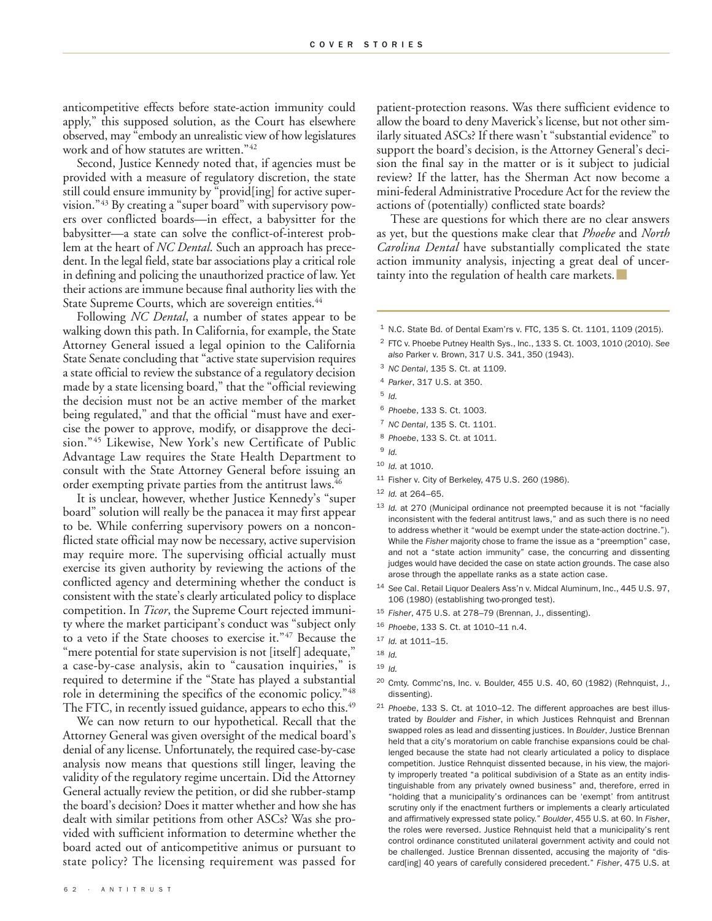anticompetitive effects before state-action immunity could apply," this supposed solution, as the Court has elsewhere observed, may "embody an unrealistic view of how legislatures work and of how statutes are written."[42]

Second, Justice Kennedy noted that, if agencies must be provided with a measure of regulatory discretion, the state still could ensure immunity by "provid[ing] for active supervision."[43] By creating a "super board" with supervisory powers over conflicted boards—in effect, a babysitter for the babysitter—a state can solve the conflict-of-interest problem at the heart of *NC Dental*. Such an approach has precedent. In the legal field, state bar associations play a critical role in defining and policing the unauthorized practice of law. Yet their actions are immune because final authority lies with the State Supreme Courts, which are sovereign entities.[44]

Following *NC Dental*, a number of states appear to be walking down this path. In California, for example, the State Attorney General issued a legal opinion to the California State Senate concluding that "active state supervision requires a state official to review the substance of a regulatory decision made by a state licensing board," that the "official reviewing the decision must not be an active member of the market being regulated," and that the official "must have and exercise the power to approve, modify, or disapprove the decision."[45] Likewise, New York's new Certificate of Public Advantage Law requires the State Health Department to consult with the State Attorney General before issuing an order exempting private parties from the antitrust laws.[46]

It is unclear, however, whether Justice Kennedy's "super board" solution will really be the panacea it may first appear to be. While conferring supervisory powers on a nonconflicted state official may now be necessary, active supervision may require more. The supervising official actually must exercise its given authority by reviewing the actions of the conflicted agency and determining whether the conduct is consistent with the state's clearly articulated policy to displace competition. In *Ticor*, the Supreme Court rejected immunity where the market participant's conduct was "subject only to a veto if the State chooses to exercise it."[47] Because the "mere potential for state supervision is not [itself] adequate," a case-by-case analysis, akin to "causation inquiries," is required to determine if the "State has played a substantial role in determining the specifics of the economic policy."[48] The FTC, in recently issued guidance, appears to echo this.[49]

We can now return to our hypothetical. Recall that the Attorney General was given oversight of the medical board's denial of any license. Unfortunately, the required case-by-case analysis now means that questions still linger, leaving the validity of the regulatory regime uncertain. Did the Attorney General actually review the petition, or did she rubber-stamp the board's decision? Does it matter whether and how she has dealt with similar petitions from other ASCs? Was she provided with sufficient information to determine whether the board acted out of anticompetitive animus or pursuant to state policy? The licensing requirement was passed for patient-protection reasons. Was there sufficient evidence to allow the board to deny Maverick's license, but not other similarly situated ASCs? If there wasn't "substantial evidence" to support the board's decision, is the Attorney General's decision the final say in the matter or is it subject to judicial review? If the latter, has the Sherman Act now become a mini-federal Administrative Procedure Act for the review the actions of (potentially) conflicted state boards?

These are questions for which there are no clear answers as yet, but the questions make clear that *Phoebe* and *North Carolina Dental* have substantially complicated the state action immunity analysis, injecting a great deal of uncertainty into the regulation of health care markets. ■

---

1 N.C. State Bd. of Dental Exam'rs v. FTC, 135 S. Ct. 1101, 1109 (2015).

2 FTC v. Phoebe Putney Health Sys., Inc., 133 S. Ct. 1003, 1010 (2010). *See also* Parker v. Brown, 317 U.S. 341, 350 (1943).

3 *NC Dental*, 135 S. Ct. at 1109.

4 *Parker*, 317 U.S. at 350.

5 *Id.*

6 *Phoebe*, 133 S. Ct. 1003.

7 *NC Dental*, 135 S. Ct. 1101.

8 *Phoebe*, 133 S. Ct. at 1011.

9 *Id.*

10 *Id.* at 1010.

11 Fisher v. City of Berkeley, 475 U.S. 260 (1986).

12 *Id.* at 264–65.

13 *Id.* at 270 (Municipal ordinance not preempted because it is not "facially inconsistent with the federal antitrust laws," and as such there is no need to address whether it "would be exempt under the state-action doctrine."). While the *Fisher* majority chose to frame the issue as a "preemption" case, and not a "state action immunity" case, the concurring and dissenting judges would have decided the case on state action grounds. The case also arose through the appellate ranks as a state action case.

14 *See* Cal. Retail Liquor Dealers Ass'n v. Midcal Aluminum, Inc., 445 U.S. 97, 106 (1980) (establishing two-pronged test).

15 *Fisher*, 475 U.S. at 278–79 (Brennan, J., dissenting).

16 *Phoebe*, 133 S. Ct. at 1010–11 n.4.

17 *Id.* at 1011–15.

18 *Id.*

19 *Id.*

20 Cmty. Commc'ns, Inc. v. Boulder, 455 U.S. 40, 60 (1982) (Rehnquist, J., dissenting).

21 *Phoebe*, 133 S. Ct. at 1010–12. The different approaches are best illustrated by *Boulder* and *Fisher*, in which Justices Rehnquist and Brennan swapped roles as lead and dissenting justices. In *Boulder*, Justice Brennan held that a city's moratorium on cable franchise expansions could be challenged because the state had not clearly articulated a policy to displace competition. Justice Rehnquist dissented because, in his view, the majority improperly treated "a political subdivision of a State as an entity indistinguishable from any privately owned business" and, therefore, erred in "holding that a municipality's ordinances can be 'exempt' from antitrust scrutiny only if the enactment furthers or implements a clearly articulated and affirmatively expressed state policy." *Boulder*, 455 U.S. at 60. In *Fisher*, the roles were reversed. Justice Rehnquist held that a municipality's rent control ordinance constituted unilateral government activity and could not be challenged. Justice Brennan dissented, accusing the majority of "discard[ing] 40 years of carefully considered precedent." *Fisher*, 475 U.S. at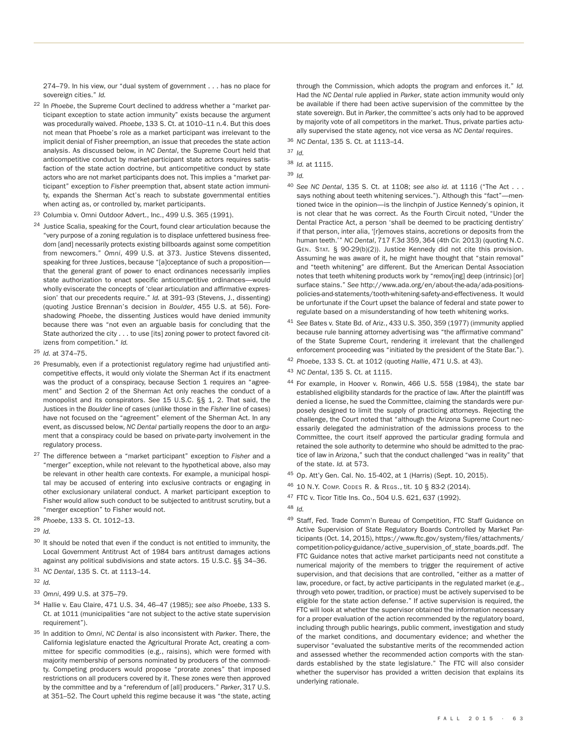274–79. In his view, our "dual system of government . . . has no place for sovereign cities." *Id.*

22 In *Phoebe*, the Supreme Court declined to address whether a "market participant exception to state action immunity" exists because the argument was procedurally waived. *Phoebe*, 133 S. Ct. at 1010–11 n.4. But this does not mean that Phoebe's role as a market participant was irrelevant to the implicit denial of Fisher preemption, an issue that precedes the state action analysis. As discussed below, in *NC Dental*, the Supreme Court held that anticompetitive conduct by market-participant state actors requires satisfaction of the state action doctrine, but anticompetitive conduct by state actors who are not market participants does not. This implies a "market participant" exception to *Fisher* preemption that, absent state action immunity, expands the Sherman Act's reach to substate governmental entities when acting as, or controlled by, market participants.

23 Columbia v. Omni Outdoor Advert., Inc., 499 U.S. 365 (1991).

24 Justice Scalia, speaking for the Court, found clear articulation because the "very purpose of a zoning regulation is to displace unfettered business freedom [and] necessarily protects existing billboards against some competition from newcomers." *Omni*, 499 U.S. at 373. Justice Stevens dissented, speaking for three Justices, because "[a]cceptance of such a proposition—that the general grant of power to enact ordinances necessarily implies state authorization to enact specific anticompetitive ordinances—would wholly eviscerate the concepts of 'clear articulation and affirmative expression' that our precedents require." *Id.* at 391–93 (Stevens, J., dissenting) (quoting Justice Brennan's decision in *Boulder*, 455 U.S. at 56). Foreshadowing *Phoebe*, the dissenting Justices would have denied immunity because there was "not even an arguable basis for concluding that the State authorized the city . . . to use [its] zoning power to protect favored citizens from competition." *Id.*

25 *Id.* at 374–75.

26 Presumably, even if a protectionist regulatory regime had unjustified anticompetitive effects, it would only violate the Sherman Act if its enactment was the product of a conspiracy, because Section 1 requires an "agreement" and Section 2 of the Sherman Act only reaches the conduct of a monopolist and its conspirators. *See* 15 U.S.C. §§ 1, 2. That said, the Justices in the *Boulder* line of cases (unlike those in the *Fisher* line of cases) have not focused on the "agreement" element of the Sherman Act. In any event, as discussed below, *NC Dental* partially reopens the door to an argument that a conspiracy could be based on private-party involvement in the regulatory process.

27 The difference between a "market participant" exception to *Fisher* and a "merger" exception, while not relevant to the hypothetical above, also may be relevant in other health care contexts. For example, a municipal hospital may be accused of entering into exclusive contracts or engaging in other exclusionary unilateral conduct. A market participant exception to Fisher would allow such conduct to be subjected to antitrust scrutiny, but a "merger exception" to Fisher would not.

28 *Phoebe*, 133 S. Ct. 1012–13.

29 *Id.*

30 It should be noted that even if the conduct is not entitled to immunity, the Local Government Antitrust Act of 1984 bars antitrust damages actions against any political subdivisions and state actors. 15 U.S.C. §§ 34–36.

31 *NC Dental*, 135 S. Ct. at 1113–14.

32 *Id.*

33 *Omni*, 499 U.S. at 375–79.

34 Hallie v. Eau Claire, 471 U.S. 34, 46–47 (1985); *see also Phoebe*, 133 S. Ct. at 1011 (municipalities "are not subject to the active state supervision requirement").

35 In addition to *Omni*, *NC Dental* is also inconsistent with *Parker*. There, the California legislature enacted the Agricultural Prorate Act, creating a committee for specific commodities (e.g., raisins), which were formed with majority membership of persons nominated by producers of the commodity. Competing producers would propose "prorate zones" that imposed restrictions on all producers covered by it. These zones were then approved by the committee and by a "referendum of [all] producers." *Parker*, 317 U.S. at 351–52. The Court upheld this regime because it was "the state, acting through the Commission, which adopts the program and enforces it." *Id.* Had the *NC Dental* rule applied in *Parker*, state action immunity would only be available if there had been active supervision of the committee by the state sovereign. But in *Parker*, the committee's acts only had to be approved by majority vote of all competitors in the market. Thus, private parties actually supervised the state agency, not vice versa as *NC Dental* requires.

36 *NC Dental*, 135 S. Ct. at 1113–14.

37 *Id.*

38 *Id.* at 1115.

39 *Id.*

40 *See NC Dental*, 135 S. Ct. at 1108; *see also id.* at 1116 ("The Act . . . says nothing about teeth whitening services."). Although this "fact"—mentioned twice in the opinion—is the linchpin of Justice Kennedy's opinion, it is not clear that he was correct. As the Fourth Circuit noted, "Under the Dental Practice Act, a person 'shall be deemed to be practicing dentistry' if that person, inter alia, '[r]emoves stains, accretions or deposits from the human teeth.'" *NC Dental*, 717 F.3d 359, 364 (4th Cir. 2013) (quoting N.C. Gen. Stat. § 90-29(b)(2)). Justice Kennedy did not cite this provision. Assuming he was aware of it, he might have thought that "stain removal" and "teeth whitening" are different. But the American Dental Association notes that teeth whitening products work by "remov[ing] deep (intrinsic) [or] surface stains." *See* http://www.ada.org/en/about-the-ada/ada-positions-policies-and-statements/tooth-whitening-safety-and-effectiveness. It would be unfortunate if the Court upset the balance of federal and state power to regulate based on a misunderstanding of how teeth whitening works.

41 *See* Bates v. State Bd. of Ariz., 433 U.S. 350, 359 (1977) (immunity applied because rule banning attorney advertising was "the affirmative command" of the State Supreme Court, rendering it irrelevant that the challenged enforcement proceeding was "initiated by the president of the State Bar.").

42 *Phoebe*, 133 S. Ct. at 1012 (quoting *Hallie*, 471 U.S. at 43).

43 *NC Dental*, 135 S. Ct. at 1115.

44 For example, in Hoover v. Ronwin, 466 U.S. 558 (1984), the state bar established eligibility standards for the practice of law. After the plaintiff was denied a license, he sued the Committee, claiming the standards were purposely designed to limit the supply of practicing attorneys. Rejecting the challenge, the Court noted that "although the Arizona Supreme Court necessarily delegated the administration of the admissions process to the Committee, the court itself approved the particular grading formula and retained the sole authority to determine who should be admitted to the practice of law in Arizona," such that the conduct challenged "was in reality" that of the state. *Id.* at 573.

45 Op. Att'y Gen. Cal. No. 15-402, at 1 (Harris) (Sept. 10, 2015).

46 10 N.Y. Comp. Codes R. & Regs., tit. 10 § 83-2 (2014).

47 FTC v. Ticor Title Ins. Co., 504 U.S. 621, 637 (1992).

48 *Id.*

49 Staff, Fed. Trade Comm'n Bureau of Competition, FTC Staff Guidance on Active Supervision of State Regulatory Boards Controlled by Market Participants (Oct. 14, 2015), https://www.ftc.gov/system/files/attachments/competition-policy-guidance/active_supervision_of_state_boards.pdf. The FTC Guidance notes that active market participants need not constitute a numerical majority of the members to trigger the requirement of active supervision, and that decisions that are controlled, "either as a matter of law, procedure, or fact, by active participants in the regulated market (e.g., through veto power, tradition, or practice) must be actively supervised to be eligible for the state action defense." If active supervision is required, the FTC will look at whether the supervisor obtained the information necessary for a proper evaluation of the action recommended by the regulatory board, including through public hearings, public comment, investigation and study of the market conditions, and documentary evidence; and whether the supervisor "evaluated the substantive merits of the recommended action and assessed whether the recommended action comports with the standards established by the state legislature." The FTC will also consider whether the supervisor has provided a written decision that explains its underlying rationale.